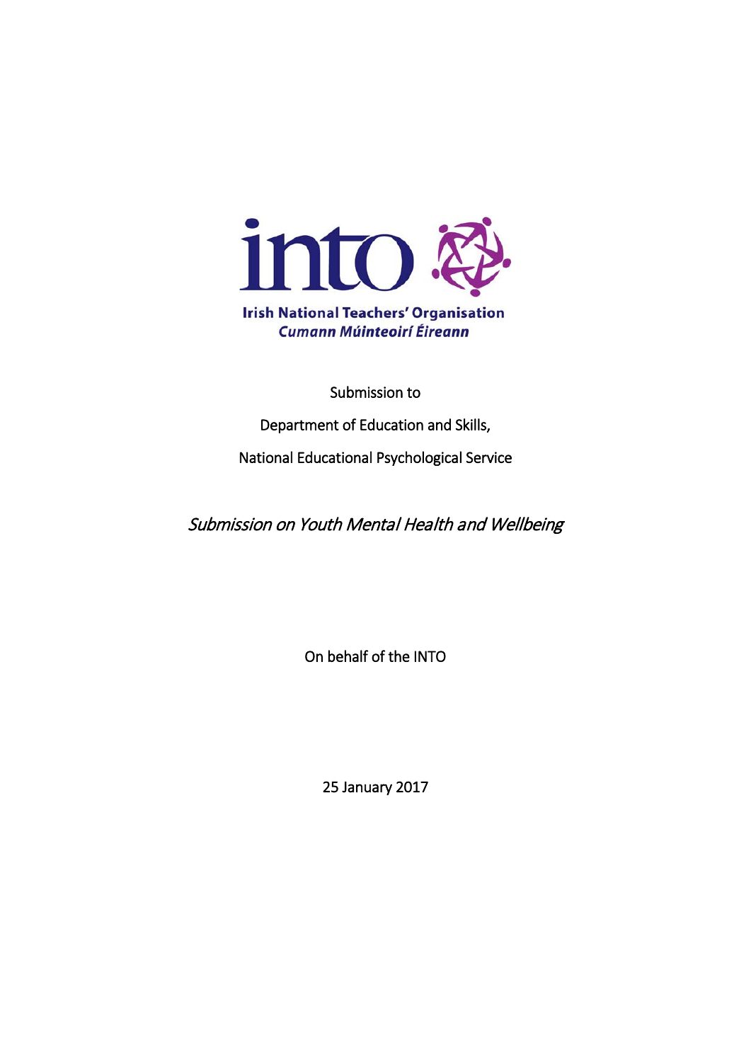Irish National Teachers' Organisation

Cumann Múinteoirí Éireann

Submission to

Department of Education and Skills,

National Educational Psychological Service

# *Submission on Youth Mental Health and Wellbeing*

On behalf of the INTO

25 January 2017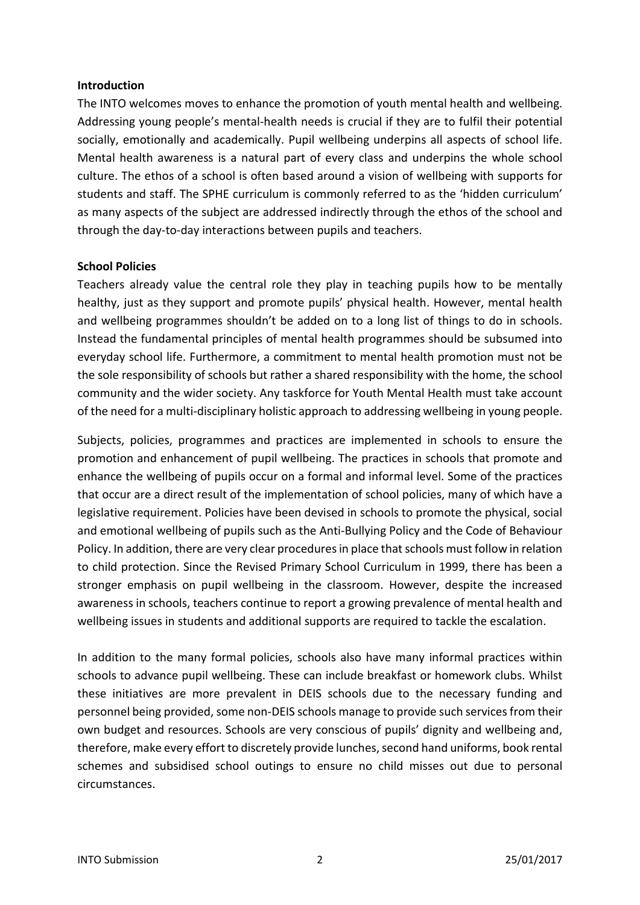**Introduction**

The INTO welcomes moves to enhance the promotion of youth mental health and wellbeing. Addressing young people's mental-health needs is crucial if they are to fulfil their potential socially, emotionally and academically. Pupil wellbeing underpins all aspects of school life. Mental health awareness is a natural part of every class and underpins the whole school culture. The ethos of a school is often based around a vision of wellbeing with supports for students and staff. The SPHE curriculum is commonly referred to as the 'hidden curriculum' as many aspects of the subject are addressed indirectly through the ethos of the school and through the day-to-day interactions between pupils and teachers.

**School Policies**

Teachers already value the central role they play in teaching pupils how to be mentally healthy, just as they support and promote pupils' physical health. However, mental health and wellbeing programmes shouldn't be added on to a long list of things to do in schools. Instead the fundamental principles of mental health programmes should be subsumed into everyday school life. Furthermore, a commitment to mental health promotion must not be the sole responsibility of schools but rather a shared responsibility with the home, the school community and the wider society. Any taskforce for Youth Mental Health must take account of the need for a multi-disciplinary holistic approach to addressing wellbeing in young people.

Subjects, policies, programmes and practices are implemented in schools to ensure the promotion and enhancement of pupil wellbeing. The practices in schools that promote and enhance the wellbeing of pupils occur on a formal and informal level. Some of the practices that occur are a direct result of the implementation of school policies, many of which have a legislative requirement. Policies have been devised in schools to promote the physical, social and emotional wellbeing of pupils such as the Anti-Bullying Policy and the Code of Behaviour Policy. In addition, there are very clear procedures in place that schools must follow in relation to child protection. Since the Revised Primary School Curriculum in 1999, there has been a stronger emphasis on pupil wellbeing in the classroom. However, despite the increased awareness in schools, teachers continue to report a growing prevalence of mental health and wellbeing issues in students and additional supports are required to tackle the escalation.

In addition to the many formal policies, schools also have many informal practices within schools to advance pupil wellbeing. These can include breakfast or homework clubs. Whilst these initiatives are more prevalent in DEIS schools due to the necessary funding and personnel being provided, some non-DEIS schools manage to provide such services from their own budget and resources. Schools are very conscious of pupils' dignity and wellbeing and, therefore, make every effort to discretely provide lunches, second hand uniforms, book rental schemes and subsidised school outings to ensure no child misses out due to personal circumstances.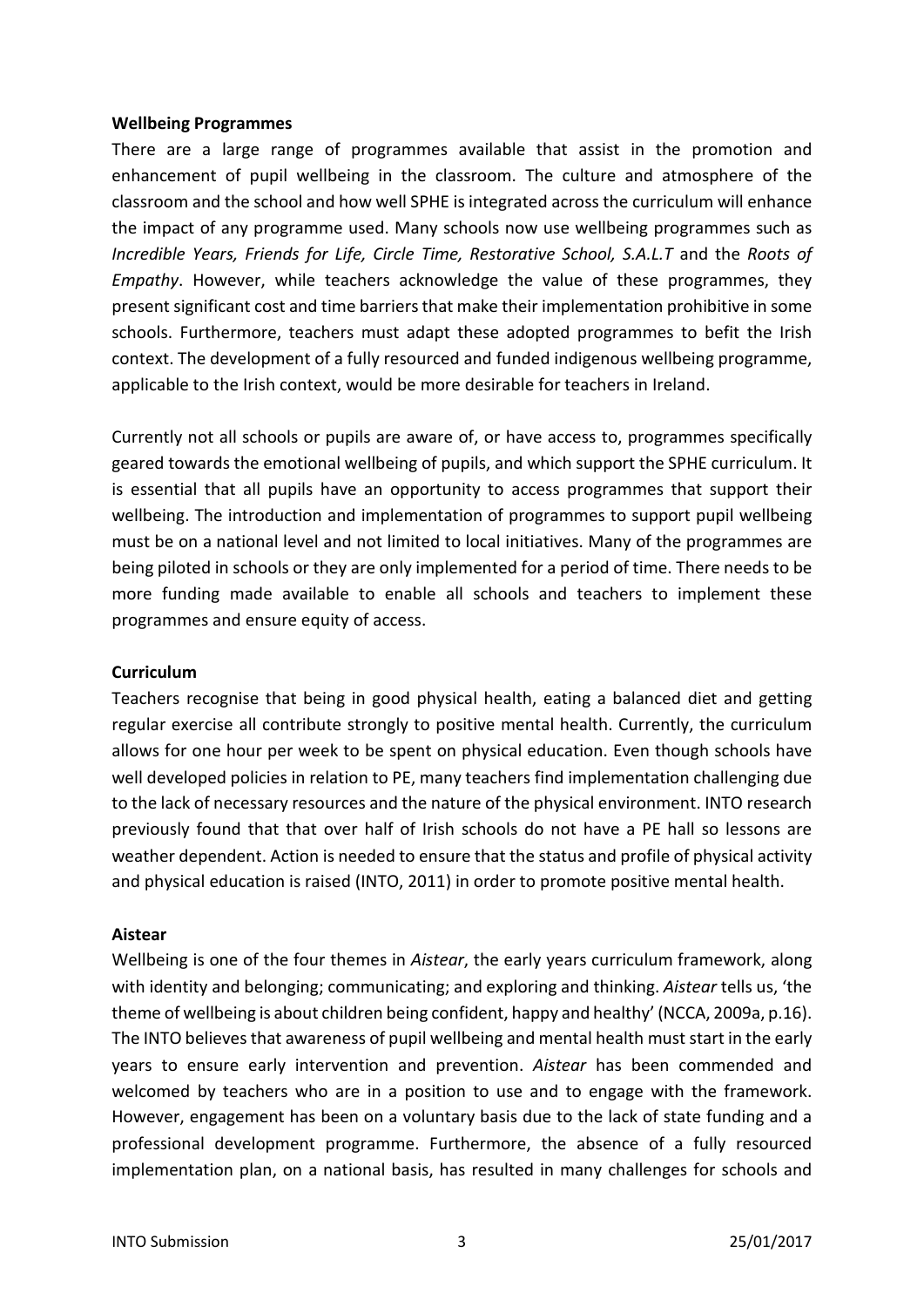**Wellbeing Programmes**

There are a large range of programmes available that assist in the promotion and enhancement of pupil wellbeing in the classroom. The culture and atmosphere of the classroom and the school and how well SPHE is integrated across the curriculum will enhance the impact of any programme used. Many schools now use wellbeing programmes such as *Incredible Years, Friends for Life, Circle Time, Restorative School, S.A.L.T* and the *Roots of Empathy*. However, while teachers acknowledge the value of these programmes, they present significant cost and time barriers that make their implementation prohibitive in some schools. Furthermore, teachers must adapt these adopted programmes to befit the Irish context. The development of a fully resourced and funded indigenous wellbeing programme, applicable to the Irish context, would be more desirable for teachers in Ireland.

Currently not all schools or pupils are aware of, or have access to, programmes specifically geared towards the emotional wellbeing of pupils, and which support the SPHE curriculum. It is essential that all pupils have an opportunity to access programmes that support their wellbeing. The introduction and implementation of programmes to support pupil wellbeing must be on a national level and not limited to local initiatives. Many of the programmes are being piloted in schools or they are only implemented for a period of time. There needs to be more funding made available to enable all schools and teachers to implement these programmes and ensure equity of access.

**Curriculum**

Teachers recognise that being in good physical health, eating a balanced diet and getting regular exercise all contribute strongly to positive mental health. Currently, the curriculum allows for one hour per week to be spent on physical education. Even though schools have well developed policies in relation to PE, many teachers find implementation challenging due to the lack of necessary resources and the nature of the physical environment. INTO research previously found that that over half of Irish schools do not have a PE hall so lessons are weather dependent. Action is needed to ensure that the status and profile of physical activity and physical education is raised (INTO, 2011) in order to promote positive mental health.

**Aistear**

Wellbeing is one of the four themes in *Aistear*, the early years curriculum framework, along with identity and belonging; communicating; and exploring and thinking. *Aistear* tells us, 'the theme of wellbeing is about children being confident, happy and healthy' (NCCA, 2009a, p.16). The INTO believes that awareness of pupil wellbeing and mental health must start in the early years to ensure early intervention and prevention. *Aistear* has been commended and welcomed by teachers who are in a position to use and to engage with the framework. However, engagement has been on a voluntary basis due to the lack of state funding and a professional development programme. Furthermore, the absence of a fully resourced implementation plan, on a national basis, has resulted in many challenges for schools and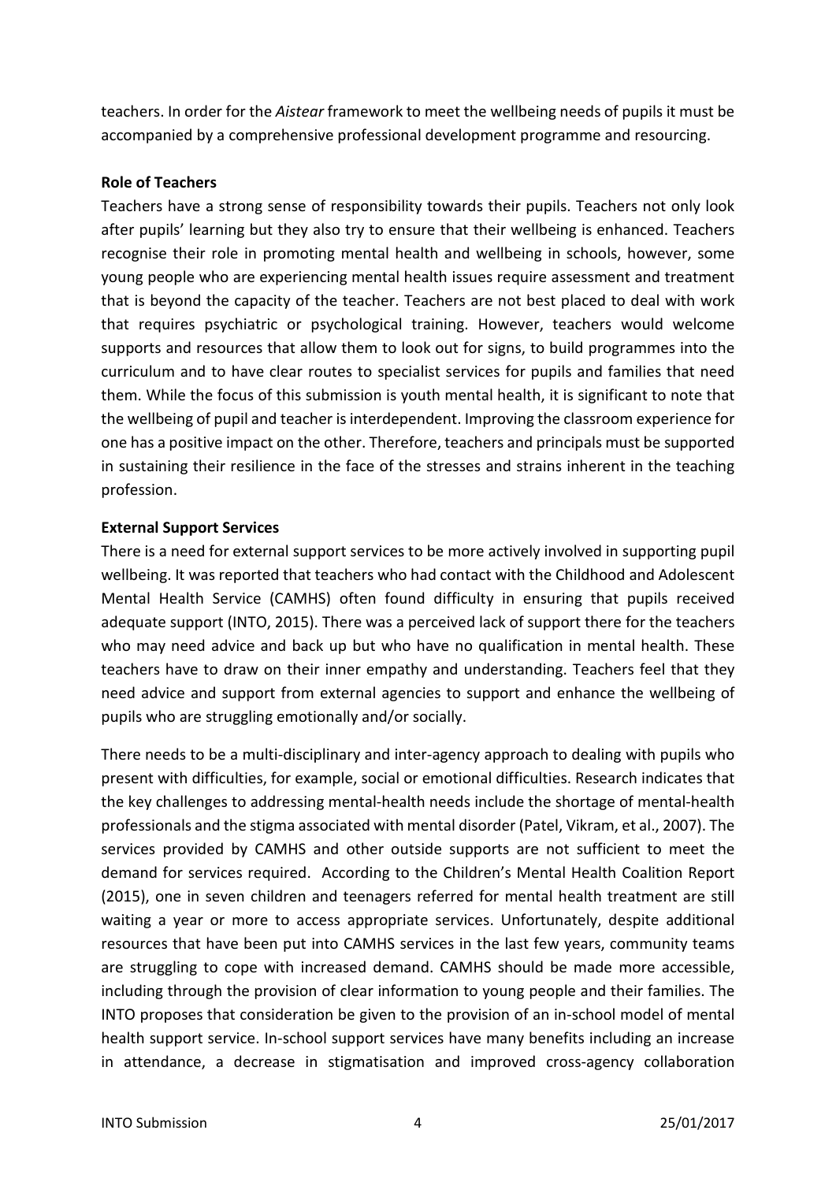teachers. In order for the *Aistear* framework to meet the wellbeing needs of pupils it must be accompanied by a comprehensive professional development programme and resourcing.

**Role of Teachers**

Teachers have a strong sense of responsibility towards their pupils. Teachers not only look after pupils' learning but they also try to ensure that their wellbeing is enhanced. Teachers recognise their role in promoting mental health and wellbeing in schools, however, some young people who are experiencing mental health issues require assessment and treatment that is beyond the capacity of the teacher. Teachers are not best placed to deal with work that requires psychiatric or psychological training. However, teachers would welcome supports and resources that allow them to look out for signs, to build programmes into the curriculum and to have clear routes to specialist services for pupils and families that need them. While the focus of this submission is youth mental health, it is significant to note that the wellbeing of pupil and teacher is interdependent. Improving the classroom experience for one has a positive impact on the other. Therefore, teachers and principals must be supported in sustaining their resilience in the face of the stresses and strains inherent in the teaching profession.

**External Support Services**

There is a need for external support services to be more actively involved in supporting pupil wellbeing. It was reported that teachers who had contact with the Childhood and Adolescent Mental Health Service (CAMHS) often found difficulty in ensuring that pupils received adequate support (INTO, 2015). There was a perceived lack of support there for the teachers who may need advice and back up but who have no qualification in mental health. These teachers have to draw on their inner empathy and understanding. Teachers feel that they need advice and support from external agencies to support and enhance the wellbeing of pupils who are struggling emotionally and/or socially.

There needs to be a multi-disciplinary and inter-agency approach to dealing with pupils who present with difficulties, for example, social or emotional difficulties. Research indicates that the key challenges to addressing mental-health needs include the shortage of mental-health professionals and the stigma associated with mental disorder (Patel, Vikram, et al., 2007). The services provided by CAMHS and other outside supports are not sufficient to meet the demand for services required. According to the Children's Mental Health Coalition Report (2015), one in seven children and teenagers referred for mental health treatment are still waiting a year or more to access appropriate services. Unfortunately, despite additional resources that have been put into CAMHS services in the last few years, community teams are struggling to cope with increased demand. CAMHS should be made more accessible, including through the provision of clear information to young people and their families. The INTO proposes that consideration be given to the provision of an in-school model of mental health support service. In-school support services have many benefits including an increase in attendance, a decrease in stigmatisation and improved cross-agency collaboration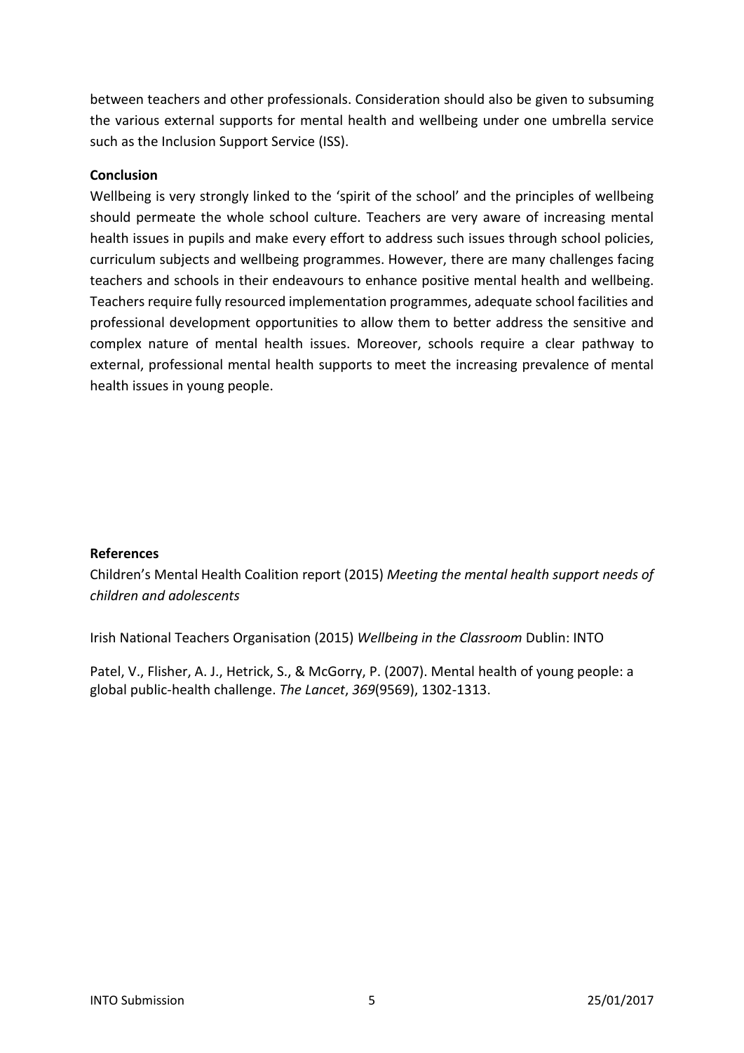between teachers and other professionals. Consideration should also be given to subsuming the various external supports for mental health and wellbeing under one umbrella service such as the Inclusion Support Service (ISS).

**Conclusion**

Wellbeing is very strongly linked to the 'spirit of the school' and the principles of wellbeing should permeate the whole school culture. Teachers are very aware of increasing mental health issues in pupils and make every effort to address such issues through school policies, curriculum subjects and wellbeing programmes. However, there are many challenges facing teachers and schools in their endeavours to enhance positive mental health and wellbeing. Teachers require fully resourced implementation programmes, adequate school facilities and professional development opportunities to allow them to better address the sensitive and complex nature of mental health issues. Moreover, schools require a clear pathway to external, professional mental health supports to meet the increasing prevalence of mental health issues in young people.

**References**

Children's Mental Health Coalition report (2015) *Meeting the mental health support needs of children and adolescents*

Irish National Teachers Organisation (2015) *Wellbeing in the Classroom* Dublin: INTO

Patel, V., Flisher, A. J., Hetrick, S., & McGorry, P. (2007). Mental health of young people: a global public-health challenge. *The Lancet*, *369*(9569), 1302-1313.